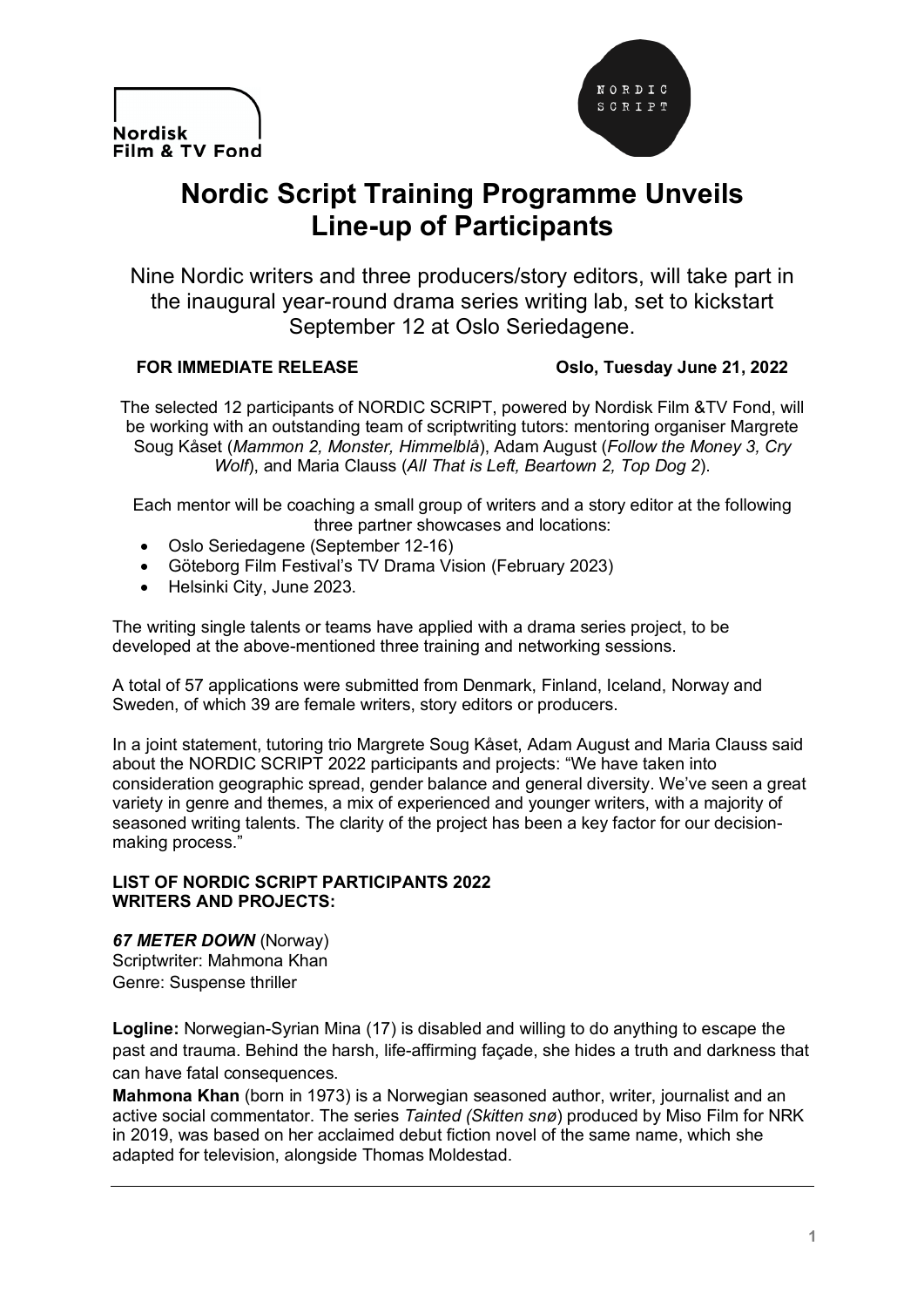Nordisk Film & TV Fond

NORDIC SCRIPT

# Nordic Script Training Programme Unveils Line-up of Participants

Nine Nordic writers and three producers/story editors, will take part in the inaugural year-round drama series writing lab, set to kickstart September 12 at Oslo Seriedagene.

**FOR IMMEDIATE RELEASE** **Oslo, Tuesday June 21, 2022**

The selected 12 participants of NORDIC SCRIPT, powered by Nordisk Film &TV Fond, will be working with an outstanding team of scriptwriting tutors: mentoring organiser Margrete Soug Kåset (*Mammon 2, Monster, Himmelblå*), Adam August (*Follow the Money 3, Cry Wolf*), and Maria Clauss (*All That is Left, Beartown 2, Top Dog 2*).

Each mentor will be coaching a small group of writers and a story editor at the following three partner showcases and locations:

- Oslo Seriedagene (September 12-16)
- Göteborg Film Festival's TV Drama Vision (February 2023)
- Helsinki City, June 2023.

The writing single talents or teams have applied with a drama series project, to be developed at the above-mentioned three training and networking sessions.

A total of 57 applications were submitted from Denmark, Finland, Iceland, Norway and Sweden, of which 39 are female writers, story editors or producers.

In a joint statement, tutoring trio Margrete Soug Kåset, Adam August and Maria Clauss said about the NORDIC SCRIPT 2022 participants and projects: "We have taken into consideration geographic spread, gender balance and general diversity. We've seen a great variety in genre and themes, a mix of experienced and younger writers, with a majority of seasoned writing talents. The clarity of the project has been a key factor for our decision-making process."

**LIST OF NORDIC SCRIPT PARTICIPANTS 2022**
**WRITERS AND PROJECTS:**

***67 METER DOWN*** (Norway)
Scriptwriter: Mahmona Khan
Genre: Suspense thriller

**Logline:** Norwegian-Syrian Mina (17) is disabled and willing to do anything to escape the past and trauma. Behind the harsh, life-affirming façade, she hides a truth and darkness that can have fatal consequences.

**Mahmona Khan** (born in 1973) is a Norwegian seasoned author, writer, journalist and an active social commentator. The series *Tainted (Skitten snø*) produced by Miso Film for NRK in 2019, was based on her acclaimed debut fiction novel of the same name, which she adapted for television, alongside Thomas Moldestad.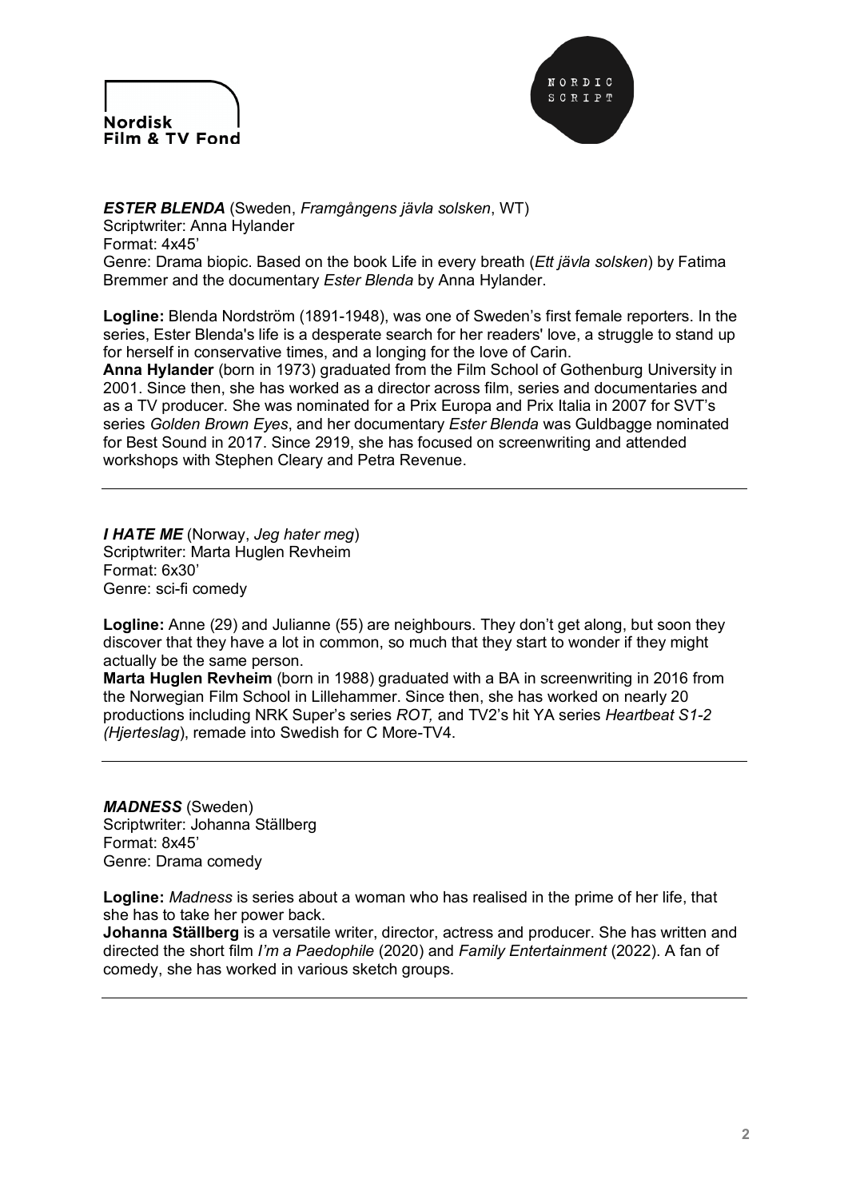***ESTER BLENDA*** (Sweden, *Framgångens jävla solsken*, WT)
Scriptwriter: Anna Hylander
Format: 4x45'
Genre: Drama biopic. Based on the book Life in every breath (*Ett jävla solsken*) by Fatima Bremmer and the documentary *Ester Blenda* by Anna Hylander.

**Logline:** Blenda Nordström (1891-1948), was one of Sweden's first female reporters. In the series, Ester Blenda's life is a desperate search for her readers' love, a struggle to stand up for herself in conservative times, and a longing for the love of Carin.
**Anna Hylander** (born in 1973) graduated from the Film School of Gothenburg University in 2001. Since then, she has worked as a director across film, series and documentaries and as a TV producer. She was nominated for a Prix Europa and Prix Italia in 2007 for SVT's series *Golden Brown Eyes*, and her documentary *Ester Blenda* was Guldbagge nominated for Best Sound in 2017. Since 2919, she has focused on screenwriting and attended workshops with Stephen Cleary and Petra Revenue.

---

***I HATE ME*** (Norway, *Jeg hater meg*)
Scriptwriter: Marta Huglen Revheim
Format: 6x30'
Genre: sci-fi comedy

**Logline:** Anne (29) and Julianne (55) are neighbours. They don't get along, but soon they discover that they have a lot in common, so much that they start to wonder if they might actually be the same person.
**Marta Huglen Revheim** (born in 1988) graduated with a BA in screenwriting in 2016 from the Norwegian Film School in Lillehammer. Since then, she has worked on nearly 20 productions including NRK Super's series *ROT,* and TV2's hit YA series *Heartbeat S1-2 (Hjerteslag*), remade into Swedish for C More-TV4.

---

***MADNESS*** (Sweden)
Scriptwriter: Johanna Ställberg
Format: 8x45'
Genre: Drama comedy

**Logline:** *Madness* is series about a woman who has realised in the prime of her life, that she has to take her power back.
**Johanna Ställberg** is a versatile writer, director, actress and producer. She has written and directed the short film *I'm a Paedophile* (2020) and *Family Entertainment* (2022). A fan of comedy, she has worked in various sketch groups.

---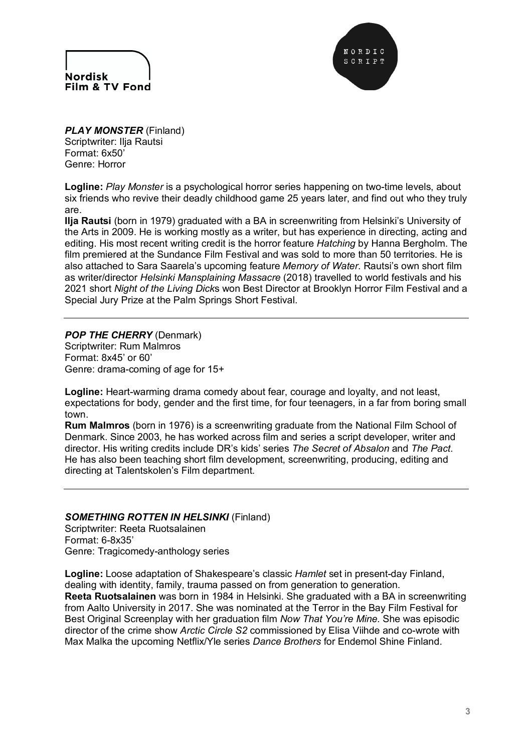Nordisk
Film & TV Fond

NORDIC
SCRIPT

***PLAY MONSTER*** (Finland)
Scriptwriter: Ilja Rautsi
Format: 6x50'
Genre: Horror

**Logline:** *Play Monster* is a psychological horror series happening on two-time levels, about six friends who revive their deadly childhood game 25 years later, and find out who they truly are.
**Ilja Rautsi** (born in 1979) graduated with a BA in screenwriting from Helsinki's University of the Arts in 2009. He is working mostly as a writer, but has experience in directing, acting and editing. His most recent writing credit is the horror feature *Hatching* by Hanna Bergholm. The film premiered at the Sundance Film Festival and was sold to more than 50 territories. He is also attached to Sara Saarela's upcoming feature *Memory of Water*. Rautsi's own short film as writer/director *Helsinki Mansplaining Massacre* (2018) travelled to world festivals and his 2021 short *Night of the Living Dick*s won Best Director at Brooklyn Horror Film Festival and a Special Jury Prize at the Palm Springs Short Festival.

---

***POP THE CHERRY*** (Denmark)
Scriptwriter: Rum Malmros
Format: 8x45' or 60'
Genre: drama-coming of age for 15+

**Logline:** Heart-warming drama comedy about fear, courage and loyalty, and not least, expectations for body, gender and the first time, for four teenagers, in a far from boring small town.
**Rum Malmros** (born in 1976) is a screenwriting graduate from the National Film School of Denmark. Since 2003, he has worked across film and series a script developer, writer and director. His writing credits include DR's kids' series *The Secret of Absalon* and *The Pact.* He has also been teaching short film development, screenwriting, producing, editing and directing at Talentskolen's Film department.

---

***SOMETHING ROTTEN IN HELSINKI*** (Finland)
Scriptwriter: Reeta Ruotsalainen
Format: 6-8x35'
Genre: Tragicomedy-anthology series

**Logline:** Loose adaptation of Shakespeare's classic *Hamlet* set in present-day Finland, dealing with identity, family, trauma passed on from generation to generation.
**Reeta Ruotsalainen** was born in 1984 in Helsinki. She graduated with a BA in screenwriting from Aalto University in 2017. She was nominated at the Terror in the Bay Film Festival for Best Original Screenplay with her graduation film *Now That You're Mine.* She was episodic director of the crime show *Arctic Circle S2* commissioned by Elisa Viihde and co-wrote with Max Malka the upcoming Netflix/Yle series *Dance Brothers* for Endemol Shine Finland.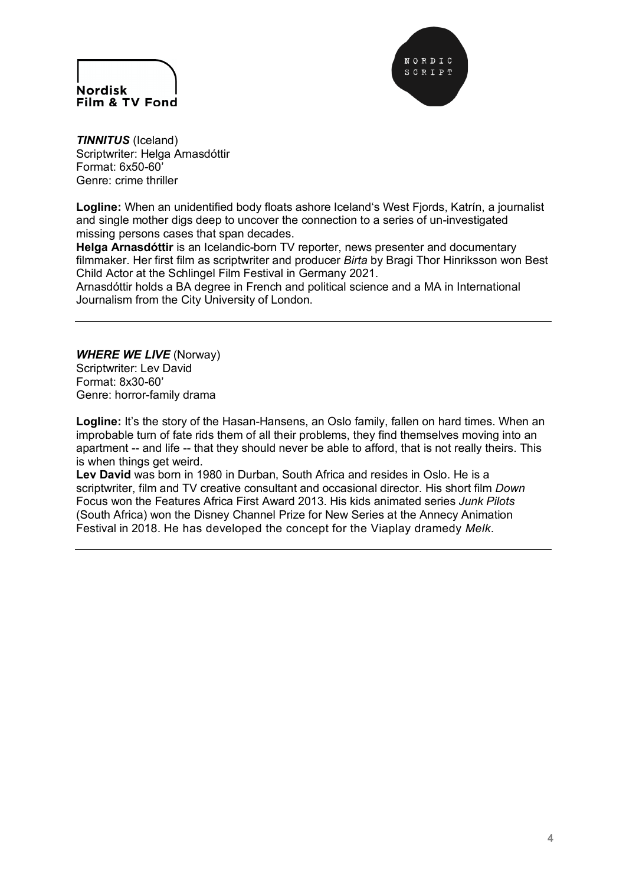***TINNITUS*** (Iceland)
Scriptwriter: Helga Arnasdóttir
Format: 6x50-60'
Genre: crime thriller

**Logline:** When an unidentified body floats ashore Iceland's West Fjords, Katrín, a journalist and single mother digs deep to uncover the connection to a series of un-investigated missing persons cases that span decades.
**Helga Arnasdóttir** is an Icelandic-born TV reporter, news presenter and documentary filmmaker. Her first film as scriptwriter and producer *Birta* by Bragi Thor Hinriksson won Best Child Actor at the Schlingel Film Festival in Germany 2021.
Arnasdóttir holds a BA degree in French and political science and a MA in International Journalism from the City University of London.

---

***WHERE WE LIVE*** (Norway)
Scriptwriter: Lev David
Format: 8x30-60'
Genre: horror-family drama

**Logline:** It's the story of the Hasan-Hansens, an Oslo family, fallen on hard times. When an improbable turn of fate rids them of all their problems, they find themselves moving into an apartment -- and life -- that they should never be able to afford, that is not really theirs. This is when things get weird.
**Lev David** was born in 1980 in Durban, South Africa and resides in Oslo. He is a scriptwriter, film and TV creative consultant and occasional director. His short film *Down* Focus won the Features Africa First Award 2013. His kids animated series *Junk Pilots* (South Africa) won the Disney Channel Prize for New Series at the Annecy Animation Festival in 2018. He has developed the concept for the Viaplay dramedy *Melk*.

---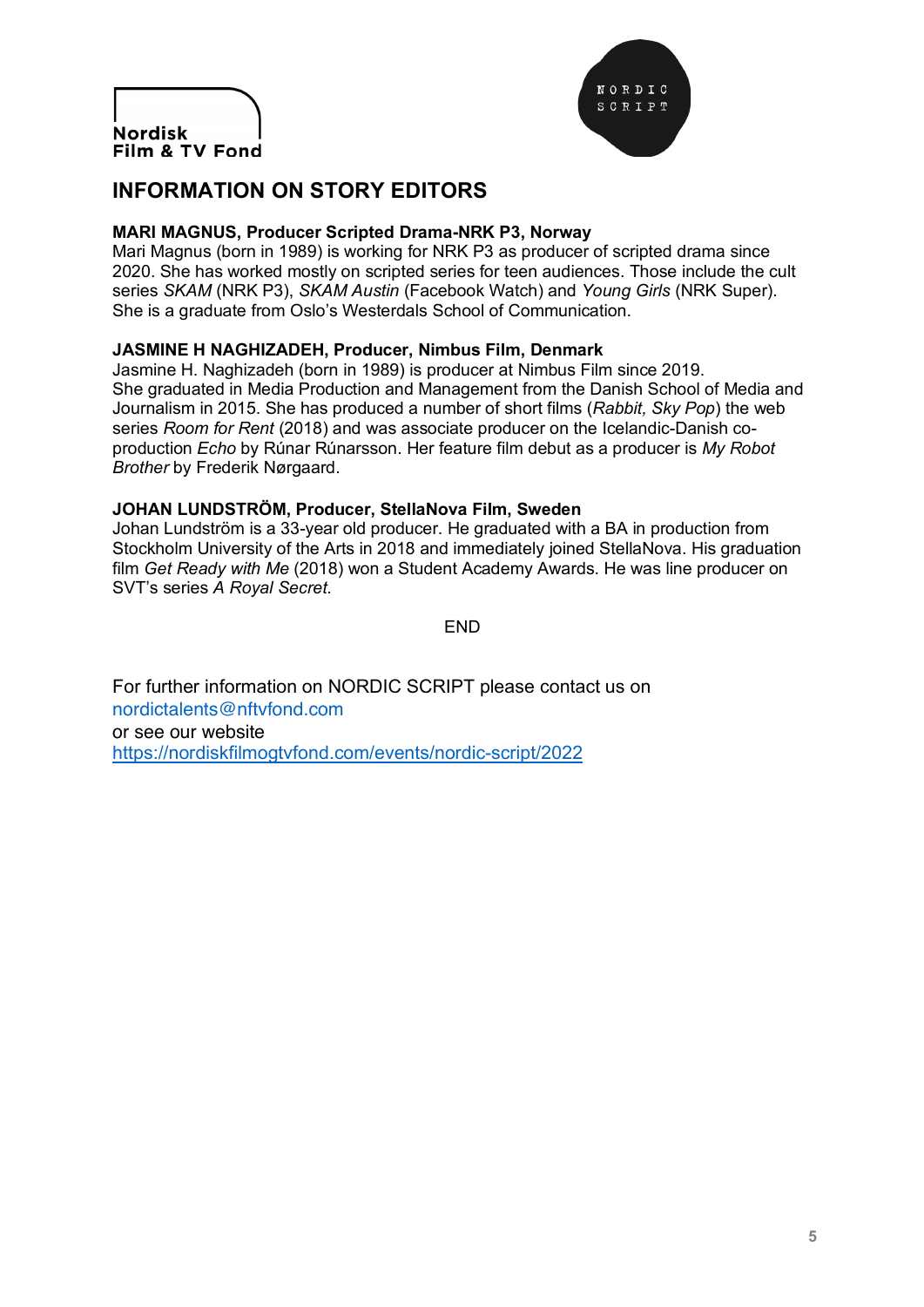Nordisk
Film & TV Fond

NORDIC
SCRIPT

## INFORMATION ON STORY EDITORS

**MARI MAGNUS, Producer Scripted Drama-NRK P3, Norway**
Mari Magnus (born in 1989) is working for NRK P3 as producer of scripted drama since 2020. She has worked mostly on scripted series for teen audiences. Those include the cult series *SKAM* (NRK P3), *SKAM Austin* (Facebook Watch) and *Young Girls* (NRK Super). She is a graduate from Oslo's Westerdals School of Communication.

**JASMINE H NAGHIZADEH, Producer, Nimbus Film, Denmark**
Jasmine H. Naghizadeh (born in 1989) is producer at Nimbus Film since 2019. She graduated in Media Production and Management from the Danish School of Media and Journalism in 2015. She has produced a number of short films (*Rabbit, Sky Pop*) the web series *Room for Rent* (2018) and was associate producer on the Icelandic-Danish co-production *Echo* by Rúnar Rúnarsson. Her feature film debut as a producer is *My Robot Brother* by Frederik Nørgaard.

**JOHAN LUNDSTRÖM, Producer, StellaNova Film, Sweden**
Johan Lundström is a 33-year old producer. He graduated with a BA in production from Stockholm University of the Arts in 2018 and immediately joined StellaNova. His graduation film *Get Ready with Me* (2018) won a Student Academy Awards. He was line producer on SVT's series *A Royal Secret*.

END

For further information on NORDIC SCRIPT please contact us on
nordictalents@nftvfond.com
or see our website
https://nordiskfilmogtvfond.com/events/nordic-script/2022